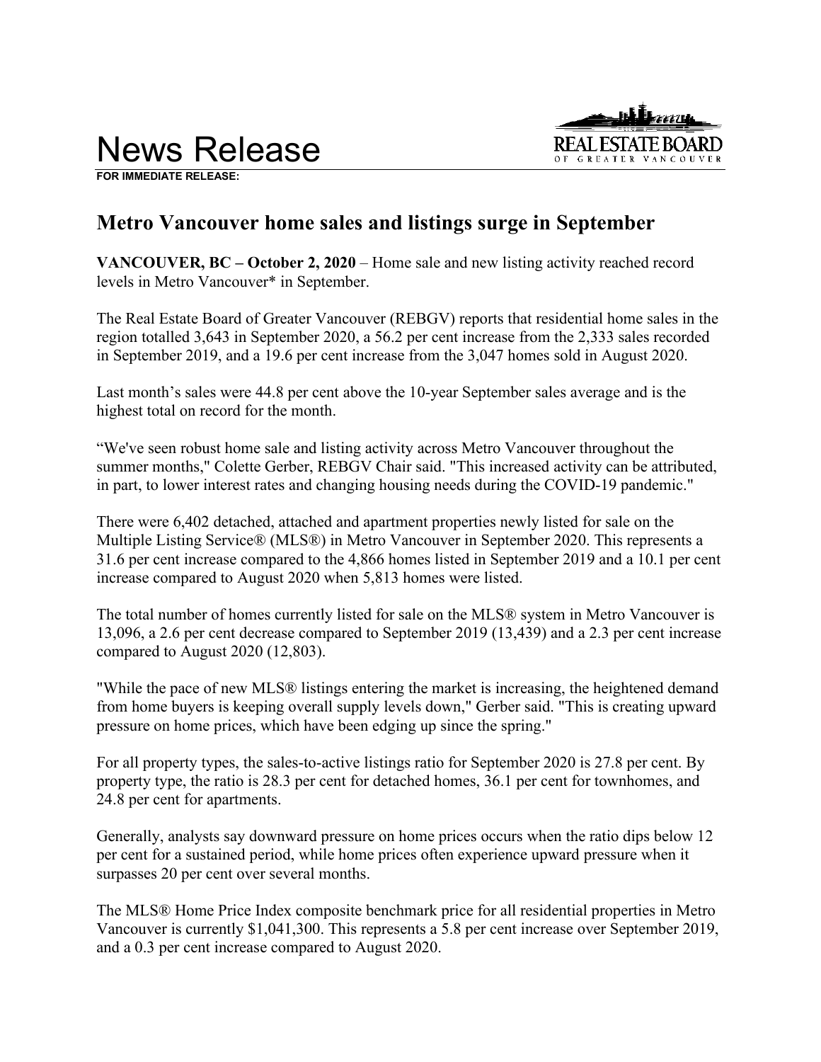# News Release

**FOR IMMEDIATE RELEASE:**

## Metro Vancouver home sales and listings surge in September

**VANCOUVER, BC – October 2, 2020** – Home sale and new listing activity reached record levels in Metro Vancouver* in September.

The Real Estate Board of Greater Vancouver (REBGV) reports that residential home sales in the region totalled 3,643 in September 2020, a 56.2 per cent increase from the 2,333 sales recorded in September 2019, and a 19.6 per cent increase from the 3,047 homes sold in August 2020.

Last month's sales were 44.8 per cent above the 10-year September sales average and is the highest total on record for the month.

"We've seen robust home sale and listing activity across Metro Vancouver throughout the summer months," Colette Gerber, REBGV Chair said. "This increased activity can be attributed, in part, to lower interest rates and changing housing needs during the COVID-19 pandemic."

There were 6,402 detached, attached and apartment properties newly listed for sale on the Multiple Listing Service® (MLS®) in Metro Vancouver in September 2020. This represents a 31.6 per cent increase compared to the 4,866 homes listed in September 2019 and a 10.1 per cent increase compared to August 2020 when 5,813 homes were listed.

The total number of homes currently listed for sale on the MLS® system in Metro Vancouver is 13,096, a 2.6 per cent decrease compared to September 2019 (13,439) and a 2.3 per cent increase compared to August 2020 (12,803).

"While the pace of new MLS® listings entering the market is increasing, the heightened demand from home buyers is keeping overall supply levels down," Gerber said. "This is creating upward pressure on home prices, which have been edging up since the spring."

For all property types, the sales-to-active listings ratio for September 2020 is 27.8 per cent. By property type, the ratio is 28.3 per cent for detached homes, 36.1 per cent for townhomes, and 24.8 per cent for apartments.

Generally, analysts say downward pressure on home prices occurs when the ratio dips below 12 per cent for a sustained period, while home prices often experience upward pressure when it surpasses 20 per cent over several months.

The MLS® Home Price Index composite benchmark price for all residential properties in Metro Vancouver is currently $1,041,300. This represents a 5.8 per cent increase over September 2019, and a 0.3 per cent increase compared to August 2020.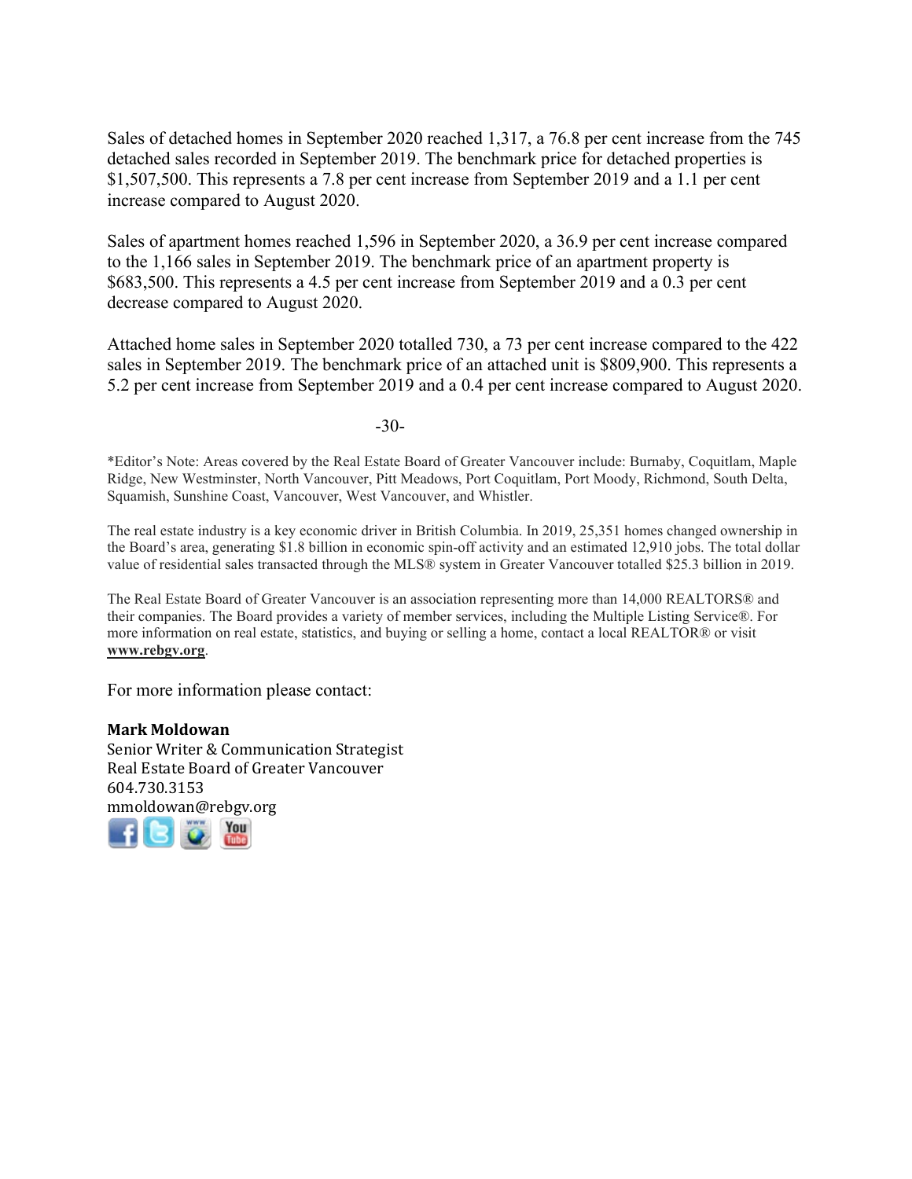Sales of detached homes in September 2020 reached 1,317, a 76.8 per cent increase from the 745 detached sales recorded in September 2019. The benchmark price for detached properties is $1,507,500. This represents a 7.8 per cent increase from September 2019 and a 1.1 per cent increase compared to August 2020.

Sales of apartment homes reached 1,596 in September 2020, a 36.9 per cent increase compared to the 1,166 sales in September 2019. The benchmark price of an apartment property is $683,500. This represents a 4.5 per cent increase from September 2019 and a 0.3 per cent decrease compared to August 2020.

Attached home sales in September 2020 totalled 730, a 73 per cent increase compared to the 422 sales in September 2019. The benchmark price of an attached unit is $809,900. This represents a 5.2 per cent increase from September 2019 and a 0.4 per cent increase compared to August 2020.

-30-

*Editor's Note: Areas covered by the Real Estate Board of Greater Vancouver include: Burnaby, Coquitlam, Maple Ridge, New Westminster, North Vancouver, Pitt Meadows, Port Coquitlam, Port Moody, Richmond, South Delta, Squamish, Sunshine Coast, Vancouver, West Vancouver, and Whistler.

The real estate industry is a key economic driver in British Columbia. In 2019, 25,351 homes changed ownership in the Board's area, generating $1.8 billion in economic spin-off activity and an estimated 12,910 jobs. The total dollar value of residential sales transacted through the MLS® system in Greater Vancouver totalled $25.3 billion in 2019.

The Real Estate Board of Greater Vancouver is an association representing more than 14,000 REALTORS® and their companies. The Board provides a variety of member services, including the Multiple Listing Service®. For more information on real estate, statistics, and buying or selling a home, contact a local REALTOR® or visit **www.rebgv.org**.

For more information please contact:

**Mark Moldowan**
Senior Writer & Communication Strategist
Real Estate Board of Greater Vancouver
604.730.3153
mmoldowan@rebgv.org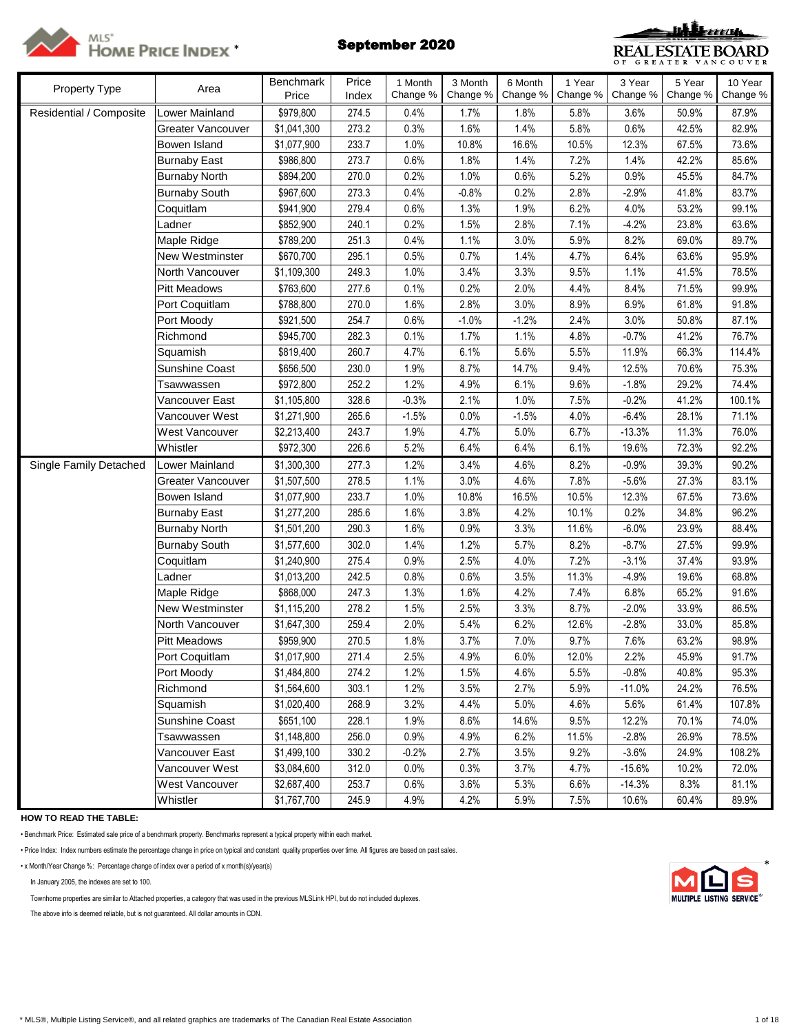# MLS® HOME PRICE INDEX *

## September 2020

REAL ESTATE BOARD OF GREATER VANCOUVER

| Property Type | Area | Benchmark Price | Price Index | 1 Month Change % | 3 Month Change % | 6 Month Change % | 1 Year Change % | 3 Year Change % | 5 Year Change % | 10 Year Change % |
|---|---|---|---|---|---|---|---|---|---|---|
| Residential / Composite | Lower Mainland | $979,800 | 274.5 | 0.4% | 1.7% | 1.8% | 5.8% | 3.6% | 50.9% | 87.9% |
| | Greater Vancouver | $1,041,300 | 273.2 | 0.3% | 1.6% | 1.4% | 5.8% | 0.6% | 42.5% | 82.9% |
| | Bowen Island | $1,077,900 | 233.7 | 1.0% | 10.8% | 16.6% | 10.5% | 12.3% | 67.5% | 73.6% |
| | Burnaby East | $986,800 | 273.7 | 0.6% | 1.8% | 1.4% | 7.2% | 1.4% | 42.2% | 85.6% |
| | Burnaby North | $894,200 | 270.0 | 0.2% | 1.0% | 0.6% | 5.2% | 0.9% | 45.5% | 84.7% |
| | Burnaby South | $967,600 | 273.3 | 0.4% | -0.8% | 0.2% | 2.8% | -2.9% | 41.8% | 83.7% |
| | Coquitlam | $941,900 | 279.4 | 0.6% | 1.3% | 1.9% | 6.2% | 4.0% | 53.2% | 99.1% |
| | Ladner | $852,900 | 240.1 | 0.2% | 1.5% | 2.8% | 7.1% | -4.2% | 23.8% | 63.6% |
| | Maple Ridge | $789,200 | 251.3 | 0.4% | 1.1% | 3.0% | 5.9% | 8.2% | 69.0% | 89.7% |
| | New Westminster | $670,700 | 295.1 | 0.5% | 0.7% | 1.4% | 4.7% | 6.4% | 63.6% | 95.9% |
| | North Vancouver | $1,109,300 | 249.3 | 1.0% | 3.4% | 3.3% | 9.5% | 1.1% | 41.5% | 78.5% |
| | Pitt Meadows | $763,600 | 277.6 | 0.1% | 0.2% | 2.0% | 4.4% | 8.4% | 71.5% | 99.9% |
| | Port Coquitlam | $788,800 | 270.0 | 1.6% | 2.8% | 3.0% | 8.9% | 6.9% | 61.8% | 91.8% |
| | Port Moody | $921,500 | 254.7 | 0.6% | -1.0% | -1.2% | 2.4% | 3.0% | 50.8% | 87.1% |
| | Richmond | $945,700 | 282.3 | 0.1% | 1.7% | 1.1% | 4.8% | -0.7% | 41.2% | 76.7% |
| | Squamish | $819,400 | 260.7 | 4.7% | 6.1% | 5.6% | 5.5% | 11.9% | 66.3% | 114.4% |
| | Sunshine Coast | $656,500 | 230.0 | 1.9% | 8.7% | 14.7% | 9.4% | 12.5% | 70.6% | 75.3% |
| | Tsawwassen | $972,800 | 252.2 | 1.2% | 4.9% | 6.1% | 9.6% | -1.8% | 29.2% | 74.4% |
| | Vancouver East | $1,105,800 | 328.6 | -0.3% | 2.1% | 1.0% | 7.5% | -0.2% | 41.2% | 100.1% |
| | Vancouver West | $1,271,900 | 265.6 | -1.5% | 0.0% | -1.5% | 4.0% | -6.4% | 28.1% | 71.1% |
| | West Vancouver | $2,213,400 | 243.7 | 1.9% | 4.7% | 5.0% | 6.7% | -13.3% | 11.3% | 76.0% |
| | Whistler | $972,300 | 226.6 | 5.2% | 6.4% | 6.4% | 6.1% | 19.6% | 72.3% | 92.2% |
| Single Family Detached | Lower Mainland | $1,300,300 | 277.3 | 1.2% | 3.4% | 4.6% | 8.2% | -0.9% | 39.3% | 90.2% |
| | Greater Vancouver | $1,507,500 | 278.5 | 1.1% | 3.0% | 4.6% | 7.8% | -5.6% | 27.3% | 83.1% |
| | Bowen Island | $1,077,900 | 233.7 | 1.0% | 10.8% | 16.5% | 10.5% | 12.3% | 67.5% | 73.6% |
| | Burnaby East | $1,277,200 | 285.6 | 1.6% | 3.8% | 4.2% | 10.1% | 0.2% | 34.8% | 96.2% |
| | Burnaby North | $1,501,200 | 290.3 | 1.6% | 0.9% | 3.3% | 11.6% | -6.0% | 23.9% | 88.4% |
| | Burnaby South | $1,577,600 | 302.0 | 1.4% | 1.2% | 5.7% | 8.2% | -8.7% | 27.5% | 99.9% |
| | Coquitlam | $1,240,900 | 275.4 | 0.9% | 2.5% | 4.0% | 7.2% | -3.1% | 37.4% | 93.9% |
| | Ladner | $1,013,200 | 242.5 | 0.8% | 0.6% | 3.5% | 11.3% | -4.9% | 19.6% | 68.8% |
| | Maple Ridge | $868,000 | 247.3 | 1.3% | 1.6% | 4.2% | 7.4% | 6.8% | 65.2% | 91.6% |
| | New Westminster | $1,115,200 | 278.2 | 1.5% | 2.5% | 3.3% | 8.7% | -2.0% | 33.9% | 86.5% |
| | North Vancouver | $1,647,300 | 259.4 | 2.0% | 5.4% | 6.2% | 12.6% | -2.8% | 33.0% | 85.8% |
| | Pitt Meadows | $959,900 | 270.5 | 1.8% | 3.7% | 7.0% | 9.7% | 7.6% | 63.2% | 98.9% |
| | Port Coquitlam | $1,017,900 | 271.4 | 2.5% | 4.9% | 6.0% | 12.0% | 2.2% | 45.9% | 91.7% |
| | Port Moody | $1,484,800 | 274.2 | 1.2% | 1.5% | 4.6% | 5.5% | -0.8% | 40.8% | 95.3% |
| | Richmond | $1,564,600 | 303.1 | 1.2% | 3.5% | 2.7% | 5.9% | -11.0% | 24.2% | 76.5% |
| | Squamish | $1,020,400 | 268.9 | 3.2% | 4.4% | 5.0% | 4.6% | 5.6% | 61.4% | 107.8% |
| | Sunshine Coast | $651,100 | 228.1 | 1.9% | 8.6% | 14.6% | 9.5% | 12.2% | 70.1% | 74.0% |
| | Tsawwassen | $1,148,800 | 256.0 | 0.9% | 4.9% | 6.2% | 11.5% | -2.8% | 26.9% | 78.5% |
| | Vancouver East | $1,499,100 | 330.2 | -0.2% | 2.7% | 3.5% | 9.2% | -3.6% | 24.9% | 108.2% |
| | Vancouver West | $3,084,600 | 312.0 | 0.0% | 0.3% | 3.7% | 4.7% | -15.6% | 10.2% | 72.0% |
| | West Vancouver | $2,687,400 | 253.7 | 0.6% | 3.6% | 5.3% | 6.6% | -14.3% | 8.3% | 81.1% |
| | Whistler | $1,767,700 | 245.9 | 4.9% | 4.2% | 5.9% | 7.5% | 10.6% | 60.4% | 89.9% |

**HOW TO READ THE TABLE:**

• Benchmark Price: Estimated sale price of a benchmark property. Benchmarks represent a typical property within each market.

• Price Index: Index numbers estimate the percentage change in price on typical and constant quality properties over time. All figures are based on past sales.

• x Month/Year Change %: Percentage change of index over a period of x month(s)/year(s)

In January 2005, the indexes are set to 100.

Townhome properties are similar to Attached properties, a category that was used in the previous MLSLink HPI, but do not included duplexes.

The above info is deemed reliable, but is not guaranteed. All dollar amounts in CDN.

MLS MULTIPLE LISTING SERVICE®

* MLS®, Multiple Listing Service®, and all related graphics are trademarks of The Canadian Real Estate Association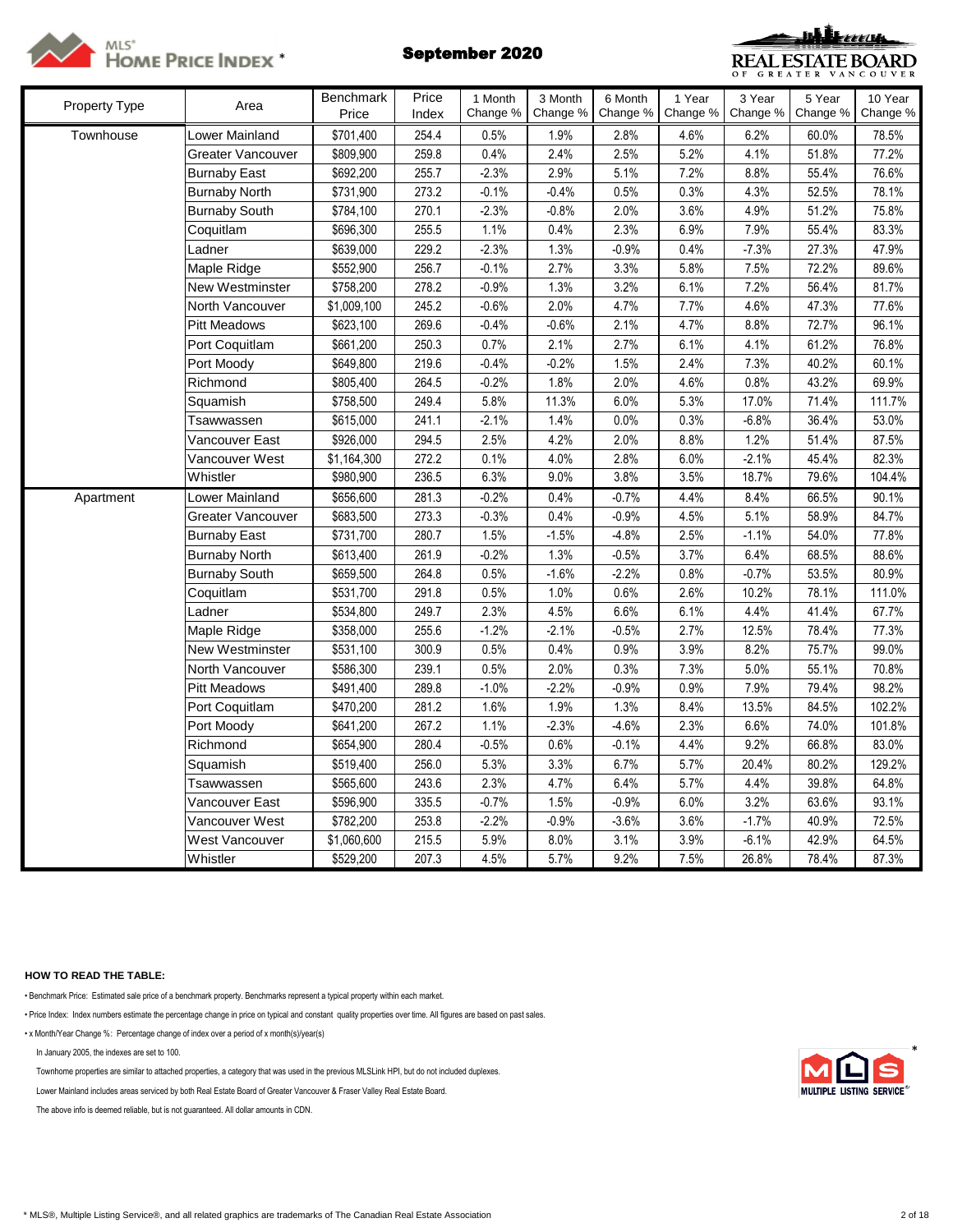# MLS® HOME PRICE INDEX *

## September 2020

| Property Type | Area | Benchmark Price | Price Index | 1 Month Change % | 3 Month Change % | 6 Month Change % | 1 Year Change % | 3 Year Change % | 5 Year Change % | 10 Year Change % |
|---|---|---|---|---|---|---|---|---|---|---|
| Townhouse | Lower Mainland | $701,400 | 254.4 | 0.5% | 1.9% | 2.8% | 4.6% | 6.2% | 60.0% | 78.5% |
| | Greater Vancouver | $809,900 | 259.8 | 0.4% | 2.4% | 2.5% | 5.2% | 4.1% | 51.8% | 77.2% |
| | Burnaby East | $692,200 | 255.7 | -2.3% | 2.9% | 5.1% | 7.2% | 8.8% | 55.4% | 76.6% |
| | Burnaby North | $731,900 | 273.2 | -0.1% | -0.4% | 0.5% | 0.3% | 4.3% | 52.5% | 78.1% |
| | Burnaby South | $784,100 | 270.1 | -2.3% | -0.8% | 2.0% | 3.6% | 4.9% | 51.2% | 75.8% |
| | Coquitlam | $696,300 | 255.5 | 1.1% | 0.4% | 2.3% | 6.9% | 7.9% | 55.4% | 83.3% |
| | Ladner | $639,000 | 229.2 | -2.3% | 1.3% | -0.9% | 0.4% | -7.3% | 27.3% | 47.9% |
| | Maple Ridge | $552,900 | 256.7 | -0.1% | 2.7% | 3.3% | 5.8% | 7.5% | 72.2% | 89.6% |
| | New Westminster | $758,200 | 278.2 | -0.9% | 1.3% | 3.2% | 6.1% | 7.2% | 56.4% | 81.7% |
| | North Vancouver | $1,009,100 | 245.2 | -0.6% | 2.0% | 4.7% | 7.7% | 4.6% | 47.3% | 77.6% |
| | Pitt Meadows | $623,100 | 269.6 | -0.4% | -0.6% | 2.1% | 4.7% | 8.8% | 72.7% | 96.1% |
| | Port Coquitlam | $661,200 | 250.3 | 0.7% | 2.1% | 2.7% | 6.1% | 4.1% | 61.2% | 76.8% |
| | Port Moody | $649,800 | 219.6 | -0.4% | -0.2% | 1.5% | 2.4% | 7.3% | 40.2% | 60.1% |
| | Richmond | $805,400 | 264.5 | -0.2% | 1.8% | 2.0% | 4.6% | 0.8% | 43.2% | 69.9% |
| | Squamish | $758,500 | 249.4 | 5.8% | 11.3% | 6.0% | 5.3% | 17.0% | 71.4% | 111.7% |
| | Tsawwassen | $615,000 | 241.1 | -2.1% | 1.4% | 0.0% | 0.3% | -6.8% | 36.4% | 53.0% |
| | Vancouver East | $926,000 | 294.5 | 2.5% | 4.2% | 2.0% | 8.8% | 1.2% | 51.4% | 87.5% |
| | Vancouver West | $1,164,300 | 272.2 | 0.1% | 4.0% | 2.8% | 6.0% | -2.1% | 45.4% | 82.3% |
| | Whistler | $980,900 | 236.5 | 6.3% | 9.0% | 3.8% | 3.5% | 18.7% | 79.6% | 104.4% |
| Apartment | Lower Mainland | $656,600 | 281.3 | -0.2% | 0.4% | -0.7% | 4.4% | 8.4% | 66.5% | 90.1% |
| | Greater Vancouver | $683,500 | 273.3 | -0.3% | 0.4% | -0.9% | 4.5% | 5.1% | 58.9% | 84.7% |
| | Burnaby East | $731,700 | 280.7 | 1.5% | -1.5% | -4.8% | 2.5% | -1.1% | 54.0% | 77.8% |
| | Burnaby North | $613,400 | 261.9 | -0.2% | 1.3% | -0.5% | 3.7% | 6.4% | 68.5% | 88.6% |
| | Burnaby South | $659,500 | 264.8 | 0.5% | -1.6% | -2.2% | 0.8% | -0.7% | 53.5% | 80.9% |
| | Coquitlam | $531,700 | 291.8 | 0.5% | 1.0% | 0.6% | 2.6% | 10.2% | 78.1% | 111.0% |
| | Ladner | $534,800 | 249.7 | 2.3% | 4.5% | 6.6% | 6.1% | 4.4% | 41.4% | 67.7% |
| | Maple Ridge | $358,000 | 255.6 | -1.2% | -2.1% | -0.5% | 2.7% | 12.5% | 78.4% | 77.3% |
| | New Westminster | $531,100 | 300.9 | 0.5% | 0.4% | 0.9% | 3.9% | 8.2% | 75.7% | 99.0% |
| | North Vancouver | $586,300 | 239.1 | 0.5% | 2.0% | 0.3% | 7.3% | 5.0% | 55.1% | 70.8% |
| | Pitt Meadows | $491,400 | 289.8 | -1.0% | -2.2% | -0.9% | 0.9% | 7.9% | 79.4% | 98.2% |
| | Port Coquitlam | $470,200 | 281.2 | 1.6% | 1.9% | 1.3% | 8.4% | 13.5% | 84.5% | 102.2% |
| | Port Moody | $641,200 | 267.2 | 1.1% | -2.3% | -4.6% | 2.3% | 6.6% | 74.0% | 101.8% |
| | Richmond | $654,900 | 280.4 | -0.5% | 0.6% | -0.1% | 4.4% | 9.2% | 66.8% | 83.0% |
| | Squamish | $519,400 | 256.0 | 5.3% | 3.3% | 6.7% | 5.7% | 20.4% | 80.2% | 129.2% |
| | Tsawwassen | $565,600 | 243.6 | 2.3% | 4.7% | 6.4% | 5.7% | 4.4% | 39.8% | 64.8% |
| | Vancouver East | $596,900 | 335.5 | -0.7% | 1.5% | -0.9% | 6.0% | 3.2% | 63.6% | 93.1% |
| | Vancouver West | $782,200 | 253.8 | -2.2% | -0.9% | -3.6% | 3.6% | -1.7% | 40.9% | 72.5% |
| | West Vancouver | $1,060,600 | 215.5 | 5.9% | 8.0% | 3.1% | 3.9% | -6.1% | 42.9% | 64.5% |
| | Whistler | $529,200 | 207.3 | 4.5% | 5.7% | 9.2% | 7.5% | 26.8% | 78.4% | 87.3% |

**HOW TO READ THE TABLE:**

- Benchmark Price: Estimated sale price of a benchmark property. Benchmarks represent a typical property within each market.
- Price Index: Index numbers estimate the percentage change in price on typical and constant quality properties over time. All figures are based on past sales.
- x Month/Year Change %: Percentage change of index over a period of x month(s)/year(s)

In January 2005, the indexes are set to 100.

Townhome properties are similar to attached properties, a category that was used in the previous MLSLink HPI, but do not included duplexes.

Lower Mainland includes areas serviced by both Real Estate Board of Greater Vancouver & Fraser Valley Real Estate Board.

The above info is deemed reliable, but is not guaranteed. All dollar amounts in CDN.

* MLS®, Multiple Listing Service®, and all related graphics are trademarks of The Canadian Real Estate Association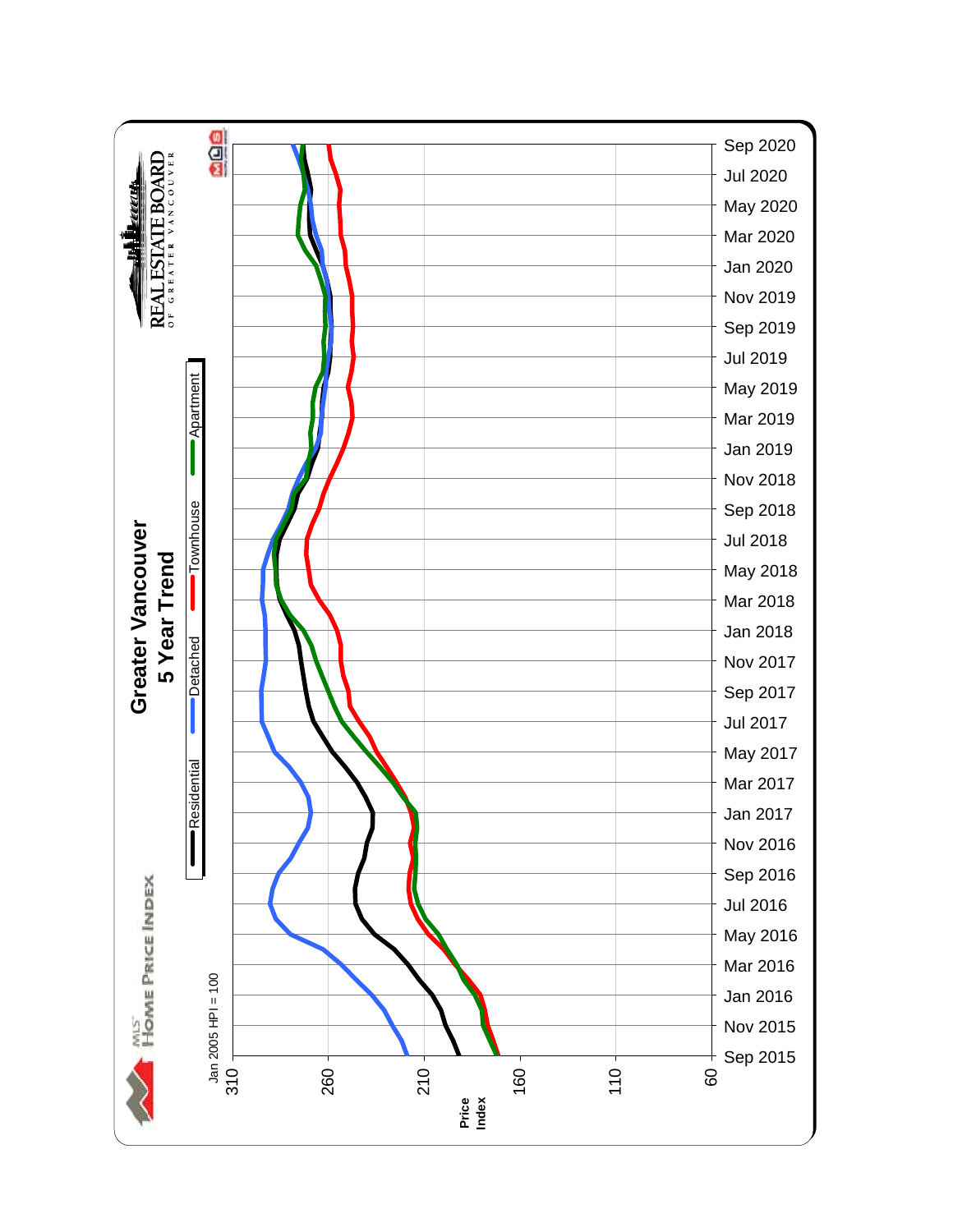# Greater Vancouver

## 5 Year Trend

MLS® HOME PRICE INDEX

REAL ESTATE BOARD OF GREATER VANCOUVER

Residential | Detached | Townhouse | Apartment

Jan 2005 HPI = 100

Price Index: 310, 260, 210, 160, 110, 60

Sep 2015, Nov 2015, Jan 2016, Mar 2016, May 2016, Jul 2016, Sep 2016, Nov 2016, Jan 2017, Mar 2017, May 2017, Jul 2017, Sep 2017, Nov 2017, Jan 2018, Mar 2018, May 2018, Jul 2018, Sep 2018, Nov 2018, Jan 2019, Mar 2019, May 2019, Jul 2019, Sep 2019, Nov 2019, Jan 2020, Mar 2020, May 2020, Jul 2020, Sep 2020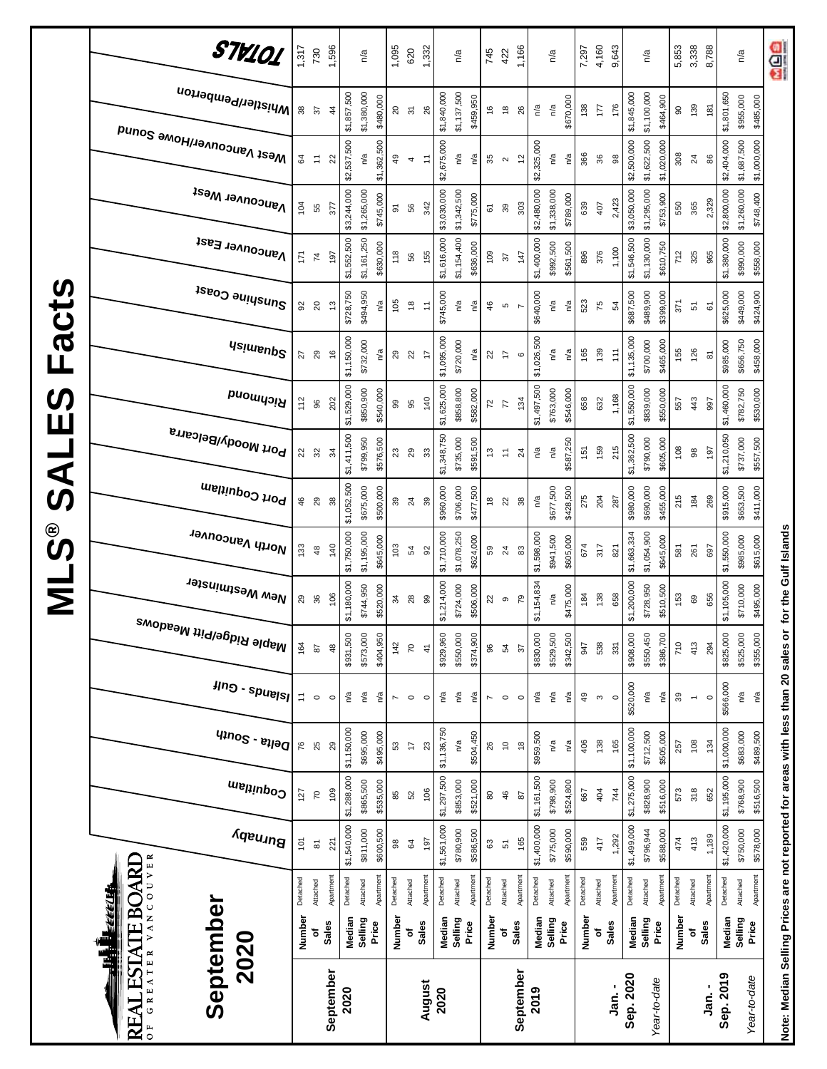# MLS® SALES Facts

**REAL ESTATE BOARD OF GREATER VANCOUVER**

## September 2020

| Period | Measure | Type | Burnaby | Coquitlam | Delta - South | Islands - Gulf | Maple Ridge/Pitt Meadows | New Westminster | North Vancouver | Port Coquitlam | Port Moody/Belcarra | Richmond | Squamish | Sunshine Coast | Vancouver East | Vancouver West | West Vancouver/Howe Sound | Whistler/Pemberton | TOTALS |
|---|---|---|---|---|---|---|---|---|---|---|---|---|---|---|---|---|---|---|---|
| **September 2020** | Number of Sales | Detached | 101 | 127 | 76 | 11 | 164 | 29 | 133 | 46 | 22 | 112 | 27 | 92 | 171 | 104 | 64 | 38 | 1,317 |
| | | Attached | 81 | 70 | 25 | 0 | 87 | 36 | 48 | 29 | 32 | 96 | 29 | 20 | 74 | 55 | 11 | 37 | 730 |
| | | Apartment | 221 | 109 | 29 | 0 | 48 | 106 | 140 | 38 | 34 | 202 | 16 | 13 | 197 | 377 | 22 | 44 | 1,596 |
| | Median Selling Price | Detached | $1,540,000 | $1,288,000 | $1,150,000 | n/a | $931,500 | $1,180,000 | $1,750,000 | $1,052,500 | $1,411,500 | $1,529,000 | $1,150,000 | $728,750 | $1,552,500 | $3,244,000 | $2,537,500 | $1,857,500 | n/a |
| | | Attached | $811,000 | $865,500 | $695,000 | n/a | $573,000 | $744,950 | $1,195,000 | $675,000 | $799,950 | $850,900 | $732,000 | $494,950 | $1,161,250 | $1,265,000 | n/a | $1,380,000 | |
| | | Apartment | $600,500 | $535,000 | $495,000 | n/a | $404,950 | $520,000 | $645,000 | $500,000 | $576,500 | $540,000 | n/a | n/a | $630,000 | $745,000 | $1,362,500 | $480,000 | |
| **August 2020** | Number of Sales | Detached | 98 | 85 | 53 | 7 | 142 | 34 | 103 | 39 | 23 | 99 | 29 | 105 | 118 | 91 | 49 | 20 | 1,095 |
| | | Attached | 64 | 52 | 17 | 0 | 70 | 28 | 54 | 24 | 29 | 95 | 22 | 18 | 56 | 56 | 4 | 31 | 620 |
| | | Apartment | 197 | 106 | 23 | 0 | 41 | 99 | 92 | 39 | 33 | 140 | 17 | 11 | 155 | 342 | 11 | 26 | 1,332 |
| | Median Selling Price | Detached | $1,561,000 | $1,297,500 | $1,136,750 | n/a | $929,960 | $1,214,000 | $1,710,000 | $960,000 | $1,348,750 | $1,625,000 | $1,095,000 | $745,000 | $1,616,000 | $3,030,000 | $2,675,000 | $1,840,000 | n/a |
| | | Attached | $780,900 | $853,000 | n/a | n/a | $550,000 | $724,000 | $1,078,250 | $706,000 | $735,000 | $858,800 | $720,000 | n/a | $1,154,400 | $1,342,500 | n/a | $1,137,500 | |
| | | Apartment | $586,500 | $521,000 | $504,450 | n/a | $374,900 | $506,000 | $624,000 | $477,500 | $591,500 | $582,000 | n/a | n/a | $636,000 | $775,000 | n/a | $459,950 | |
| **September 2019** | Number of Sales | Detached | 63 | 80 | 26 | 7 | 96 | 22 | 59 | 18 | 13 | 72 | 22 | 46 | 109 | 61 | 35 | 16 | 745 |
| | | Attached | 51 | 46 | 10 | 0 | 54 | 9 | 24 | 22 | 11 | 77 | 17 | 5 | 37 | 39 | 2 | 18 | 422 |
| | | Apartment | 165 | 87 | 18 | 0 | 37 | 79 | 83 | 38 | 24 | 134 | 6 | 7 | 147 | 303 | 12 | 26 | 1,166 |
| | Median Selling Price | Detached | $1,400,000 | $1,161,500 | $959,500 | n/a | $830,000 | $1,154,834 | $1,598,000 | n/a | n/a | $1,497,500 | $1,026,500 | $640,000 | $1,400,000 | $2,480,000 | $2,325,000 | n/a | n/a |
| | | Attached | $775,000 | $798,900 | n/a | n/a | $529,500 | n/a | $941,500 | $677,500 | n/a | $763,000 | n/a | n/a | $992,500 | $1,338,000 | n/a | n/a | |
| | | Apartment | $590,000 | $524,800 | n/a | n/a | $342,500 | $475,000 | $605,000 | $428,500 | $587,250 | $546,000 | n/a | n/a | $561,500 | $789,000 | n/a | $670,000 | |
| **Jan. - Sep. 2020** | Number of Sales | Detached | 559 | 667 | 406 | 49 | 947 | 184 | 674 | 275 | 151 | 658 | 165 | 523 | 896 | 639 | 366 | 138 | 7,297 |
| | | Attached | 417 | 404 | 138 | 3 | 538 | 138 | 317 | 204 | 159 | 632 | 139 | 75 | 376 | 407 | 36 | 177 | 4,160 |
| | | Apartment | 1,292 | 744 | 165 | 0 | 331 | 658 | 821 | 287 | 215 | 1,168 | 111 | 54 | 1,100 | 2,423 | 98 | 176 | 9,643 |
| *Year-to-date* | Median Selling Price | Detached | $1,499,000 | $1,275,000 | $1,100,000 | $520,000 | $908,000 | $1,200,000 | $1,663,334 | $980,000 | $1,362,500 | $1,550,000 | $1,135,000 | $687,500 | $1,546,500 | $3,050,000 | $2,500,000 | $1,845,000 | n/a |
| | | Attached | $796,944 | $828,900 | $712,500 | n/a | $550,450 | $728,950 | $1,054,900 | $690,000 | $790,000 | $839,000 | $700,000 | $489,900 | $1,130,000 | $1,295,000 | $1,622,500 | $1,100,000 | |
| | | Apartment | $588,000 | $516,000 | $505,000 | n/a | $386,700 | $510,500 | $645,000 | $455,000 | $605,000 | $550,000 | $465,000 | $399,000 | $610,750 | $753,900 | $1,020,000 | $464,900 | |
| **Jan. - Sep. 2019** | Number of Sales | Detached | 474 | 573 | 257 | 39 | 710 | 153 | 581 | 215 | 108 | 557 | 155 | 371 | 712 | 550 | 308 | 90 | 5,853 |
| | | Attached | 413 | 318 | 108 | 1 | 413 | 69 | 261 | 184 | 98 | 443 | 126 | 51 | 325 | 365 | 24 | 139 | 3,338 |
| | | Apartment | 1,189 | 652 | 134 | 0 | 294 | 656 | 697 | 269 | 197 | 997 | 81 | 61 | 965 | 2,329 | 86 | 181 | 8,788 |
| *Year-to-date* | Median Selling Price | Detached | $1,420,000 | $1,195,000 | $1,000,000 | $566,000 | $825,000 | $1,105,000 | $1,550,000 | $915,000 | $1,210,050 | $1,460,000 | $985,000 | $625,000 | $1,380,000 | $2,800,000 | $2,404,000 | $1,801,650 | n/a |
| | | Attached | $750,000 | $769,900 | $683,000 | n/a | $525,000 | $710,000 | $985,000 | $653,500 | $737,000 | $782,750 | $656,750 | $449,000 | $990,000 | $1,260,000 | $1,687,500 | $955,000 | |
| | | Apartment | $578,000 | $516,500 | $489,500 | n/a | $355,000 | $495,000 | $615,000 | $411,000 | $557,500 | $530,000 | $458,000 | $424,900 | $558,000 | $748,400 | $1,000,000 | $485,000 | |

**Note: Median Selling Prices are not reported for areas with less than 20 sales or for the Gulf Islands**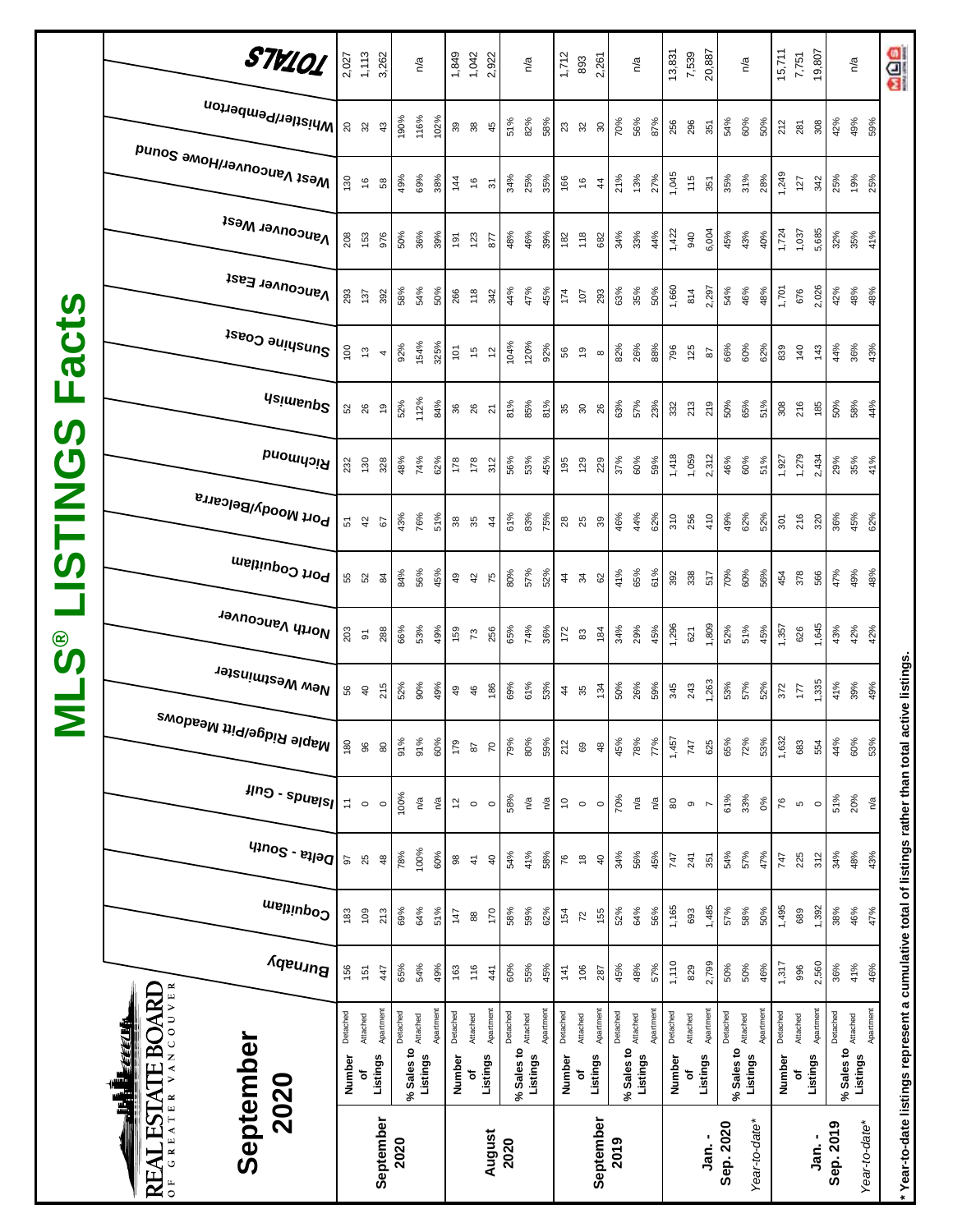# MLS® LISTINGS Facts

REAL ESTATE BOARD OF GREATER VANCOUVER

## September 2020

| Period | Metric | Type | Burnaby | Coquitlam | Delta - South | Islands - Gulf | Maple Ridge/Pitt Meadows | New Westminster | North Vancouver | Port Coquitlam | Port Moody/Belcarra | Richmond | Squamish | Sunshine Coast | Vancouver East | Vancouver West | West Vancouver/Howe Sound | Whistler/Pemberton | TOTALS |
|---|---|---|---|---|---|---|---|---|---|---|---|---|---|---|---|---|---|---|---|
| September 2020 | Number of Listings | Detached | 156 | 183 | 97 | 11 | 180 | 56 | 203 | 55 | 51 | 232 | 52 | 100 | 293 | 208 | 130 | 20 | 2,027 |
| | | Attached | 151 | 109 | 25 | 0 | 96 | 40 | 91 | 52 | 42 | 130 | 26 | 13 | 137 | 153 | 16 | 32 | 1,113 |
| | | Apartment | 447 | 213 | 48 | 0 | 80 | 215 | 288 | 84 | 67 | 328 | 19 | 4 | 392 | 976 | 58 | 43 | 3,262 |
| | % Sales to Listings | Detached | 65% | 69% | 78% | 100% | 91% | 52% | 66% | 84% | 43% | 48% | 52% | 92% | 58% | 50% | 49% | 190% | n/a |
| | | Attached | 54% | 64% | 100% | n/a | 91% | 90% | 53% | 56% | 76% | 74% | 112% | 154% | 54% | 36% | 69% | 116% | |
| | | Apartment | 49% | 51% | 60% | n/a | 60% | 49% | 49% | 45% | 51% | 62% | 84% | 325% | 50% | 39% | 38% | 102% | |
| August 2020 | Number of Listings | Detached | 163 | 147 | 98 | 12 | 179 | 49 | 159 | 49 | 38 | 178 | 36 | 101 | 266 | 191 | 144 | 39 | 1,849 |
| | | Attached | 116 | 88 | 41 | 0 | 87 | 46 | 73 | 42 | 35 | 178 | 26 | 15 | 118 | 123 | 16 | 38 | 1,042 |
| | | Apartment | 441 | 170 | 40 | 0 | 70 | 186 | 256 | 75 | 44 | 312 | 21 | 12 | 342 | 877 | 31 | 45 | 2,922 |
| | % Sales to Listings | Detached | 60% | 58% | 54% | 58% | 79% | 69% | 65% | 80% | 61% | 56% | 81% | 104% | 44% | 48% | 34% | 51% | n/a |
| | | Attached | 55% | 59% | 41% | n/a | 80% | 61% | 74% | 57% | 83% | 53% | 85% | 120% | 47% | 46% | 25% | 82% | |
| | | Apartment | 45% | 62% | 58% | n/a | 59% | 53% | 36% | 52% | 75% | 45% | 81% | 92% | 45% | 39% | 35% | 58% | |
| September 2019 | Number of Listings | Detached | 141 | 154 | 76 | 10 | 212 | 44 | 172 | 44 | 28 | 195 | 35 | 56 | 174 | 182 | 166 | 23 | 1,712 |
| | | Attached | 106 | 72 | 18 | 0 | 69 | 35 | 83 | 34 | 25 | 129 | 30 | 19 | 107 | 118 | 16 | 32 | 893 |
| | | Apartment | 287 | 155 | 40 | 0 | 48 | 134 | 184 | 62 | 39 | 229 | 26 | 8 | 293 | 682 | 44 | 30 | 2,261 |
| | % Sales to Listings | Detached | 45% | 52% | 34% | 70% | 45% | 50% | 34% | 41% | 46% | 37% | 63% | 82% | 63% | 34% | 21% | 70% | n/a |
| | | Attached | 48% | 64% | 56% | n/a | 78% | 26% | 29% | 65% | 44% | 60% | 57% | 26% | 35% | 33% | 13% | 56% | |
| | | Apartment | 57% | 56% | 45% | n/a | 77% | 59% | 45% | 61% | 62% | 59% | 23% | 88% | 50% | 44% | 27% | 87% | |
| Jan. - Sep. 2020 | Number of Listings | Detached | 1,110 | 1,165 | 747 | 80 | 1,457 | 345 | 1,296 | 392 | 310 | 1,418 | 332 | 796 | 1,660 | 1,422 | 1,045 | 256 | 13,831 |
| | | Attached | 829 | 693 | 241 | 9 | 747 | 243 | 621 | 338 | 256 | 1,059 | 213 | 125 | 814 | 940 | 115 | 296 | 7,539 |
| | | Apartment | 2,799 | 1,485 | 351 | 7 | 625 | 1,263 | 1,809 | 517 | 410 | 2,312 | 219 | 87 | 2,297 | 6,004 | 351 | 351 | 20,887 |
| Year-to-date* | % Sales to Listings | Detached | 50% | 57% | 54% | 61% | 65% | 53% | 52% | 70% | 49% | 46% | 50% | 66% | 54% | 45% | 35% | 54% | n/a |
| | | Attached | 50% | 58% | 57% | 33% | 72% | 57% | 51% | 60% | 62% | 60% | 65% | 60% | 46% | 43% | 31% | 60% | |
| | | Apartment | 46% | 50% | 47% | 0% | 53% | 52% | 45% | 56% | 52% | 51% | 51% | 62% | 48% | 40% | 28% | 50% | |
| Jan. - Sep. 2019 | Number of Listings | Detached | 1,317 | 1,495 | 747 | 76 | 1,632 | 372 | 1,357 | 454 | 301 | 1,927 | 308 | 839 | 1,701 | 1,724 | 1,249 | 212 | 15,711 |
| | | Attached | 996 | 689 | 225 | 5 | 683 | 177 | 626 | 378 | 216 | 1,279 | 216 | 140 | 676 | 1,037 | 127 | 281 | 7,751 |
| | | Apartment | 2,560 | 1,392 | 312 | 0 | 554 | 1,335 | 1,645 | 566 | 320 | 2,434 | 185 | 143 | 2,026 | 5,685 | 342 | 308 | 19,807 |
| Year-to-date* | % Sales to Listings | Detached | 36% | 38% | 34% | 51% | 44% | 41% | 43% | 47% | 36% | 29% | 50% | 44% | 42% | 32% | 25% | 42% | n/a |
| | | Attached | 41% | 46% | 48% | 20% | 60% | 39% | 42% | 49% | 45% | 35% | 58% | 36% | 48% | 35% | 19% | 49% | |
| | | Apartment | 46% | 47% | 43% | n/a | 53% | 49% | 42% | 48% | 62% | 41% | 44% | 43% | 48% | 41% | 25% | 59% | |

* Year-to-date listings represent a cumulative total of listings rather than total active listings.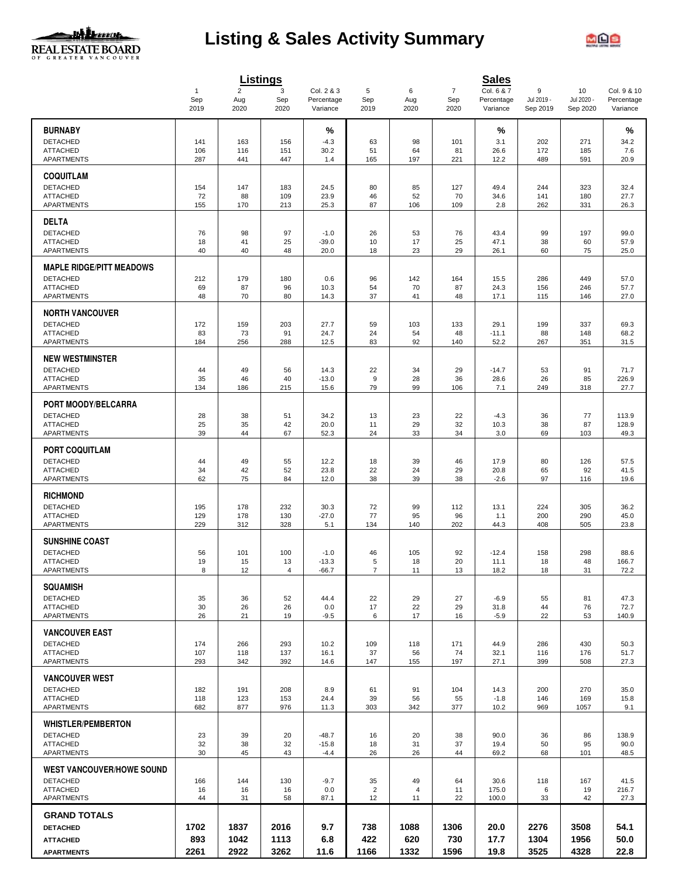# Listing & Sales Activity Summary

| | Listings | | | | Sales | | | | | | |
|---|---|---|---|---|---|---|---|---|---|---|---|
| | 1<br>Sep<br>2019 | 2<br>Aug<br>2020 | 3<br>Sep<br>2020 | Col. 2 & 3<br>Percentage<br>Variance | 5<br>Sep<br>2019 | 6<br>Aug<br>2020 | 7<br>Sep<br>2020 | Col. 6 & 7<br>Percentage<br>Variance | 9<br>Jul 2019 -<br>Sep 2019 | 10<br>Jul 2020 -<br>Sep 2020 | Col. 9 & 10<br>Percentage<br>Variance |
| **BURNABY** | | | | % | | | | % | | | % |
| DETACHED | 141 | 163 | 156 | -4.3 | 63 | 98 | 101 | 3.1 | 202 | 271 | 34.2 |
| ATTACHED | 106 | 116 | 151 | 30.2 | 51 | 64 | 81 | 26.6 | 172 | 185 | 7.6 |
| APARTMENTS | 287 | 441 | 447 | 1.4 | 165 | 197 | 221 | 12.2 | 489 | 591 | 20.9 |
| **COQUITLAM** | | | | | | | | | | | |
| DETACHED | 154 | 147 | 183 | 24.5 | 80 | 85 | 127 | 49.4 | 244 | 323 | 32.4 |
| ATTACHED | 72 | 88 | 109 | 23.9 | 46 | 52 | 70 | 34.6 | 141 | 180 | 27.7 |
| APARTMENTS | 155 | 170 | 213 | 25.3 | 87 | 106 | 109 | 2.8 | 262 | 331 | 26.3 |
| **DELTA** | | | | | | | | | | | |
| DETACHED | 76 | 98 | 97 | -1.0 | 26 | 53 | 76 | 43.4 | 99 | 197 | 99.0 |
| ATTACHED | 18 | 41 | 25 | -39.0 | 10 | 17 | 25 | 47.1 | 38 | 60 | 57.9 |
| APARTMENTS | 40 | 40 | 48 | 20.0 | 18 | 23 | 29 | 26.1 | 60 | 75 | 25.0 |
| **MAPLE RIDGE/PITT MEADOWS** | | | | | | | | | | | |
| DETACHED | 212 | 179 | 180 | 0.6 | 96 | 142 | 164 | 15.5 | 286 | 449 | 57.0 |
| ATTACHED | 69 | 87 | 96 | 10.3 | 54 | 70 | 87 | 24.3 | 156 | 246 | 57.7 |
| APARTMENTS | 48 | 70 | 80 | 14.3 | 37 | 41 | 48 | 17.1 | 115 | 146 | 27.0 |
| **NORTH VANCOUVER** | | | | | | | | | | | |
| DETACHED | 172 | 159 | 203 | 27.7 | 59 | 103 | 133 | 29.1 | 199 | 337 | 69.3 |
| ATTACHED | 83 | 73 | 91 | 24.7 | 24 | 54 | 48 | -11.1 | 88 | 148 | 68.2 |
| APARTMENTS | 184 | 256 | 288 | 12.5 | 83 | 92 | 140 | 52.2 | 267 | 351 | 31.5 |
| **NEW WESTMINSTER** | | | | | | | | | | | |
| DETACHED | 44 | 49 | 56 | 14.3 | 22 | 34 | 29 | -14.7 | 53 | 91 | 71.7 |
| ATTACHED | 35 | 46 | 40 | -13.0 | 9 | 28 | 36 | 28.6 | 26 | 85 | 226.9 |
| APARTMENTS | 134 | 186 | 215 | 15.6 | 79 | 99 | 106 | 7.1 | 249 | 318 | 27.7 |
| **PORT MOODY/BELCARRA** | | | | | | | | | | | |
| DETACHED | 28 | 38 | 51 | 34.2 | 13 | 23 | 22 | -4.3 | 36 | 77 | 113.9 |
| ATTACHED | 25 | 35 | 42 | 20.0 | 11 | 29 | 32 | 10.3 | 38 | 87 | 128.9 |
| APARTMENTS | 39 | 44 | 67 | 52.3 | 24 | 33 | 34 | 3.0 | 69 | 103 | 49.3 |
| **PORT COQUITLAM** | | | | | | | | | | | |
| DETACHED | 44 | 49 | 55 | 12.2 | 18 | 39 | 46 | 17.9 | 80 | 126 | 57.5 |
| ATTACHED | 34 | 42 | 52 | 23.8 | 22 | 24 | 29 | 20.8 | 65 | 92 | 41.5 |
| APARTMENTS | 62 | 75 | 84 | 12.0 | 38 | 39 | 38 | -2.6 | 97 | 116 | 19.6 |
| **RICHMOND** | | | | | | | | | | | |
| DETACHED | 195 | 178 | 232 | 30.3 | 72 | 99 | 112 | 13.1 | 224 | 305 | 36.2 |
| ATTACHED | 129 | 178 | 130 | -27.0 | 77 | 95 | 96 | 1.1 | 200 | 290 | 45.0 |
| APARTMENTS | 229 | 312 | 328 | 5.1 | 134 | 140 | 202 | 44.3 | 408 | 505 | 23.8 |
| **SUNSHINE COAST** | | | | | | | | | | | |
| DETACHED | 56 | 101 | 100 | -1.0 | 46 | 105 | 92 | -12.4 | 158 | 298 | 88.6 |
| ATTACHED | 19 | 15 | 13 | -13.3 | 5 | 18 | 20 | 11.1 | 18 | 48 | 166.7 |
| APARTMENTS | 8 | 12 | 4 | -66.7 | 7 | 11 | 13 | 18.2 | 18 | 31 | 72.2 |
| **SQUAMISH** | | | | | | | | | | | |
| DETACHED | 35 | 36 | 52 | 44.4 | 22 | 29 | 27 | -6.9 | 55 | 81 | 47.3 |
| ATTACHED | 30 | 26 | 26 | 0.0 | 17 | 22 | 29 | 31.8 | 44 | 76 | 72.7 |
| APARTMENTS | 26 | 21 | 19 | -9.5 | 6 | 17 | 16 | -5.9 | 22 | 53 | 140.9 |
| **VANCOUVER EAST** | | | | | | | | | | | |
| DETACHED | 174 | 266 | 293 | 10.2 | 109 | 118 | 171 | 44.9 | 286 | 430 | 50.3 |
| ATTACHED | 107 | 118 | 137 | 16.1 | 37 | 56 | 74 | 32.1 | 116 | 176 | 51.7 |
| APARTMENTS | 293 | 342 | 392 | 14.6 | 147 | 155 | 197 | 27.1 | 399 | 508 | 27.3 |
| **VANCOUVER WEST** | | | | | | | | | | | |
| DETACHED | 182 | 191 | 208 | 8.9 | 61 | 91 | 104 | 14.3 | 200 | 270 | 35.0 |
| ATTACHED | 118 | 123 | 153 | 24.4 | 39 | 56 | 55 | -1.8 | 146 | 169 | 15.8 |
| APARTMENTS | 682 | 877 | 976 | 11.3 | 303 | 342 | 377 | 10.2 | 969 | 1057 | 9.1 |
| **WHISTLER/PEMBERTON** | | | | | | | | | | | |
| DETACHED | 23 | 39 | 20 | -48.7 | 16 | 20 | 38 | 90.0 | 36 | 86 | 138.9 |
| ATTACHED | 32 | 38 | 32 | -15.8 | 18 | 31 | 37 | 19.4 | 50 | 95 | 90.0 |
| APARTMENTS | 30 | 45 | 43 | -4.4 | 26 | 26 | 44 | 69.2 | 68 | 101 | 48.5 |
| **WEST VANCOUVER/HOWE SOUND** | | | | | | | | | | | |
| DETACHED | 166 | 144 | 130 | -9.7 | 35 | 49 | 64 | 30.6 | 118 | 167 | 41.5 |
| ATTACHED | 16 | 16 | 16 | 0.0 | 2 | 4 | 11 | 175.0 | 6 | 19 | 216.7 |
| APARTMENTS | 44 | 31 | 58 | 87.1 | 12 | 11 | 22 | 100.0 | 33 | 42 | 27.3 |
| **GRAND TOTALS** | | | | | | | | | | | |
| **DETACHED** | **1702** | **1837** | **2016** | **9.7** | **738** | **1088** | **1306** | **20.0** | **2276** | **3508** | **54.1** |
| **ATTACHED** | **893** | **1042** | **1113** | **6.8** | **422** | **620** | **730** | **17.7** | **1304** | **1956** | **50.0** |
| **APARTMENTS** | **2261** | **2922** | **3262** | **11.6** | **1166** | **1332** | **1596** | **19.8** | **3525** | **4328** | **22.8** |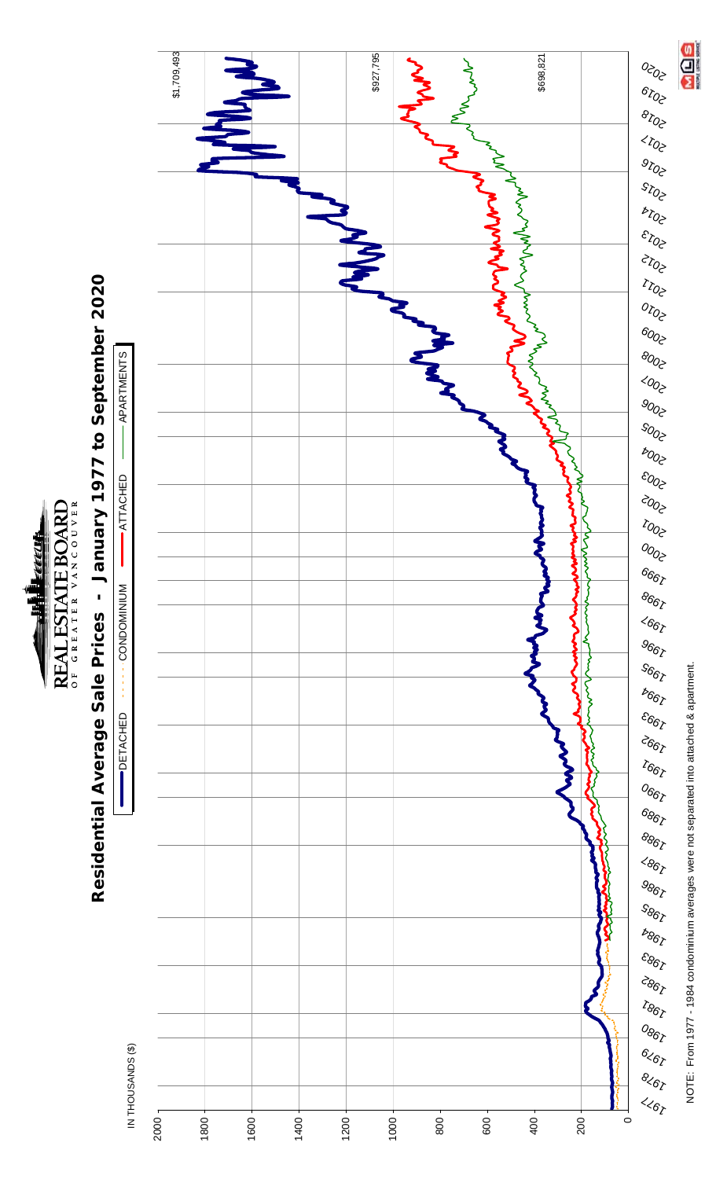# Residential Average Sale Prices - January 1977 to September 2020

REAL ESTATE BOARD OF GREATER VANCOUVER

DETACHED
CONDOMINIUM
ATTACHED
APARTMENTS

IN THOUSANDS ($)

2000
1800
1600
1400
1200
1000
800
600
400
200
0

1977
1978
1979
1980
1981
1982
1983
1984
1985
1986
1987
1988
1989
1990
1991
1992
1993
1994
1995
1996
1997
1998
1999
2000
2001
2002
2003
2004
2005
2006
2007
2008
2009
2010
2011
2012
2013
2014
2015
2016
2017
2018
2019
2020

$1,709,493

$927,795

$698,821

NOTE: From 1977 - 1984 condominium averages were not separated into attached & apartment.